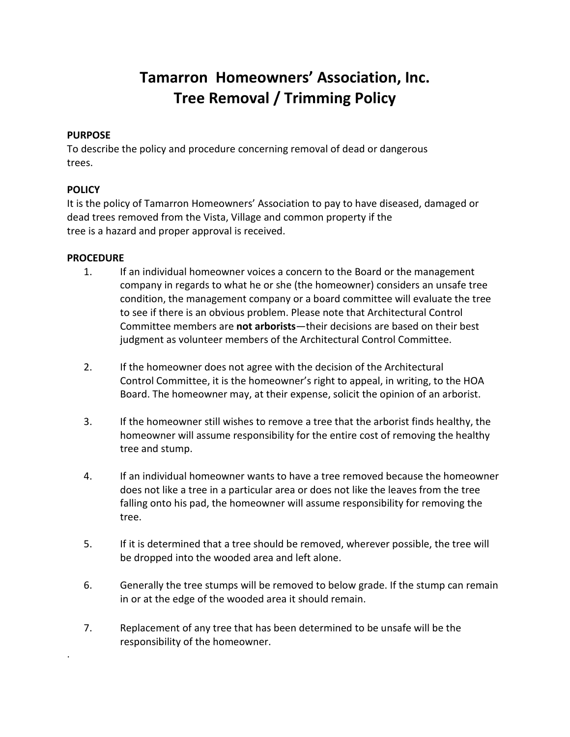# Tamarron Homeowners' Association, Inc.
# Tree Removal / Trimming Policy

**PURPOSE**

To describe the policy and procedure concerning removal of dead or dangerous trees.

**POLICY**

It is the policy of Tamarron Homeowners' Association to pay to have diseased, damaged or dead trees removed from the Vista, Village and common property if the tree is a hazard and proper approval is received.

**PROCEDURE**

1. If an individual homeowner voices a concern to the Board or the management company in regards to what he or she (the homeowner) considers an unsafe tree condition, the management company or a board committee will evaluate the tree to see if there is an obvious problem. Please note that Architectural Control Committee members are **not arborists**—their decisions are based on their best judgment as volunteer members of the Architectural Control Committee.

2. If the homeowner does not agree with the decision of the Architectural Control Committee, it is the homeowner's right to appeal, in writing, to the HOA Board. The homeowner may, at their expense, solicit the opinion of an arborist.

3. If the homeowner still wishes to remove a tree that the arborist finds healthy, the homeowner will assume responsibility for the entire cost of removing the healthy tree and stump.

4. If an individual homeowner wants to have a tree removed because the homeowner does not like a tree in a particular area or does not like the leaves from the tree falling onto his pad, the homeowner will assume responsibility for removing the tree.

5. If it is determined that a tree should be removed, wherever possible, the tree will be dropped into the wooded area and left alone.

6. Generally the tree stumps will be removed to below grade. If the stump can remain in or at the edge of the wooded area it should remain.

7. Replacement of any tree that has been determined to be unsafe will be the responsibility of the homeowner.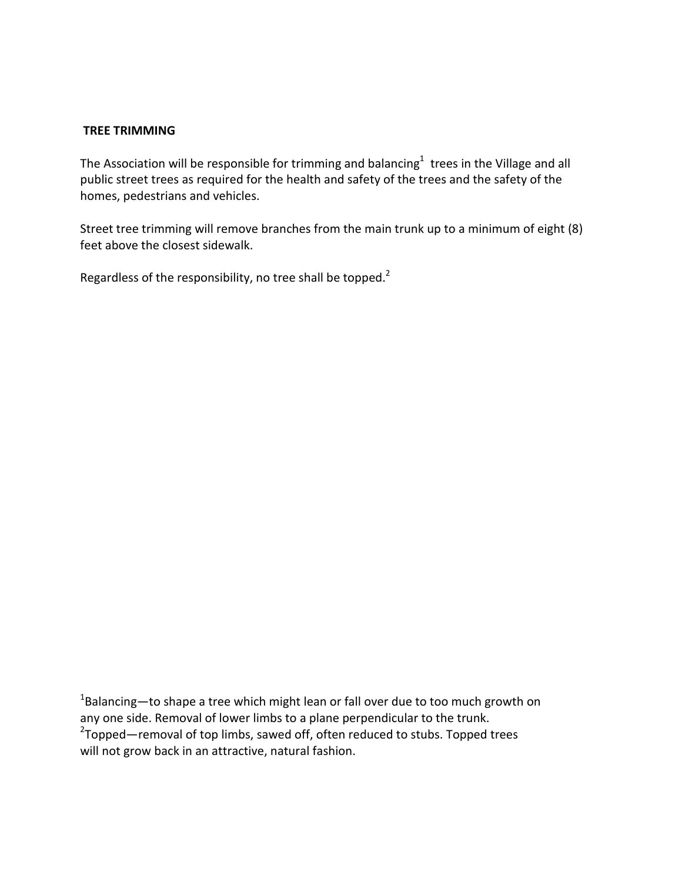**TREE TRIMMING**

The Association will be responsible for trimming and balancing[1] trees in the Village and all public street trees as required for the health and safety of the trees and the safety of the homes, pedestrians and vehicles.

Street tree trimming will remove branches from the main trunk up to a minimum of eight (8) feet above the closest sidewalk.

Regardless of the responsibility, no tree shall be topped.[2]

[1]Balancing—to shape a tree which might lean or fall over due to too much growth on any one side. Removal of lower limbs to a plane perpendicular to the trunk.
[2]Topped—removal of top limbs, sawed off, often reduced to stubs. Topped trees will not grow back in an attractive, natural fashion.